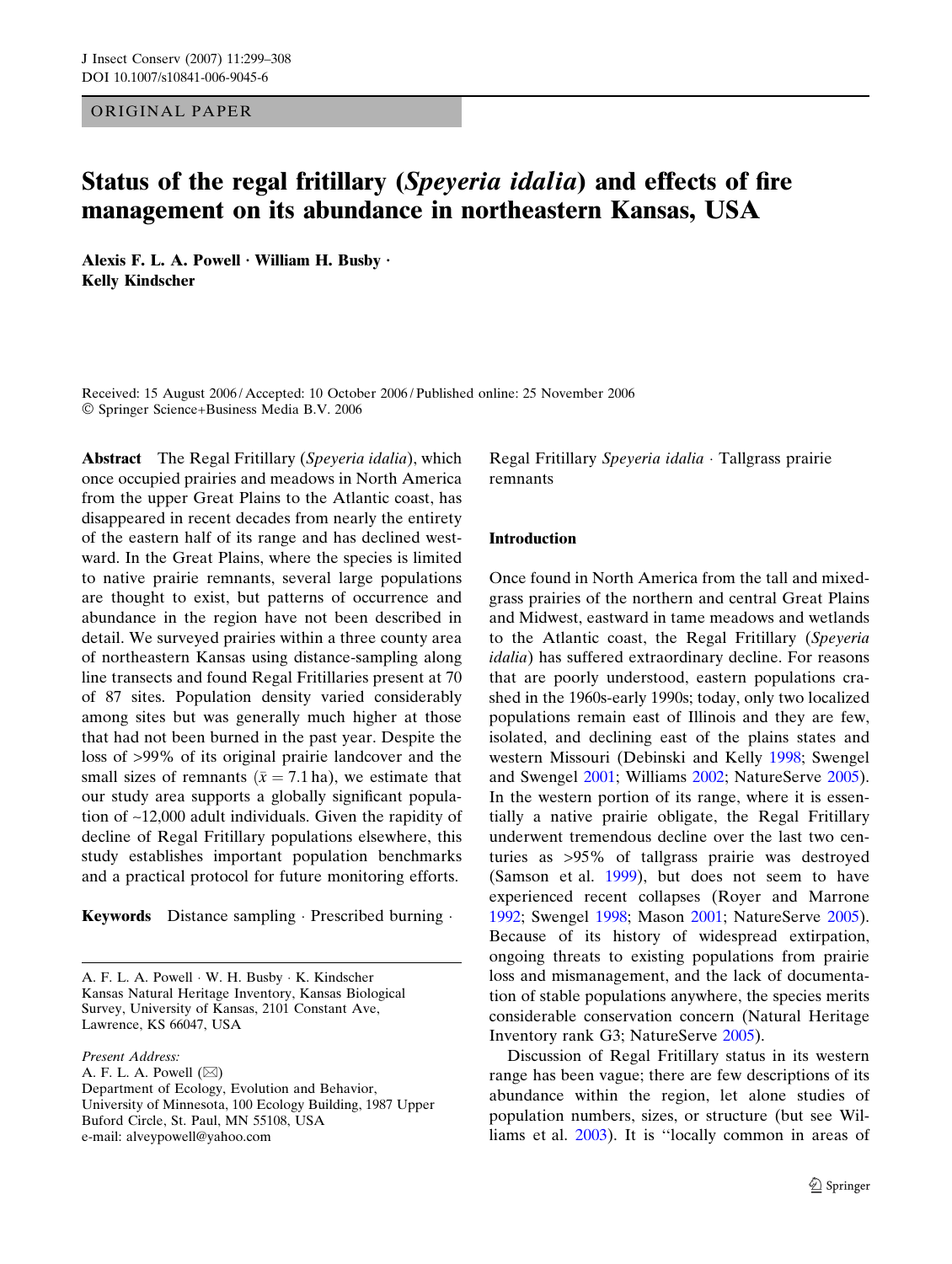ORIGINAL PAPER

# Status of the regal fritillary (*Speyeria idalia*) and effects of fire management on its abundance in northeastern Kansas, USA

**Alexis F. L. A. Powell · William H. Busby · Kelly Kindscher**

Received: 15 August 2006 / Accepted: 10 October 2006 / Published online: 25 November 2006
© Springer Science+Business Media B.V. 2006

**Abstract** The Regal Fritillary (*Speyeria idalia*), which once occupied prairies and meadows in North America from the upper Great Plains to the Atlantic coast, has disappeared in recent decades from nearly the entirety of the eastern half of its range and has declined westward. In the Great Plains, where the species is limited to native prairie remnants, several large populations are thought to exist, but patterns of occurrence and abundance in the region have not been described in detail. We surveyed prairies within a three county area of northeastern Kansas using distance-sampling along line transects and found Regal Fritillaries present at 70 of 87 sites. Population density varied considerably among sites but was generally much higher at those that had not been burned in the past year. Despite the loss of >99% of its original prairie landcover and the small sizes of remnants ($\bar{x} = 7.1$ ha), we estimate that our study area supports a globally significant population of ~12,000 adult individuals. Given the rapidity of decline of Regal Fritillary populations elsewhere, this study establishes important population benchmarks and a practical protocol for future monitoring efforts.

**Keywords** Distance sampling · Prescribed burning · Regal Fritillary *Speyeria idalia* · Tallgrass prairie remnants

A. F. L. A. Powell · W. H. Busby · K. Kindscher
Kansas Natural Heritage Inventory, Kansas Biological Survey, University of Kansas, 2101 Constant Ave, Lawrence, KS 66047, USA

*Present Address:*
A. F. L. A. Powell (✉)
Department of Ecology, Evolution and Behavior, University of Minnesota, 100 Ecology Building, 1987 Upper Buford Circle, St. Paul, MN 55108, USA
e-mail: alveypowell@yahoo.com

## Introduction

Once found in North America from the tall and mixed-grass prairies of the northern and central Great Plains and Midwest, eastward in tame meadows and wetlands to the Atlantic coast, the Regal Fritillary (*Speyeria idalia*) has suffered extraordinary decline. For reasons that are poorly understood, eastern populations crashed in the 1960s-early 1990s; today, only two localized populations remain east of Illinois and they are few, isolated, and declining east of the plains states and western Missouri (Debinski and Kelly 1998; Swengel and Swengel 2001; Williams 2002; NatureServe 2005). In the western portion of its range, where it is essentially a native prairie obligate, the Regal Fritillary underwent tremendous decline over the last two centuries as >95% of tallgrass prairie was destroyed (Samson et al. 1999), but does not seem to have experienced recent collapses (Royer and Marrone 1992; Swengel 1998; Mason 2001; NatureServe 2005). Because of its history of widespread extirpation, ongoing threats to existing populations from prairie loss and mismanagement, and the lack of documentation of stable populations anywhere, the species merits considerable conservation concern (Natural Heritage Inventory rank G3; NatureServe 2005).

Discussion of Regal Fritillary status in its western range has been vague; there are few descriptions of its abundance within the region, let alone studies of population numbers, sizes, or structure (but see Williams et al. 2003). It is "locally common in areas of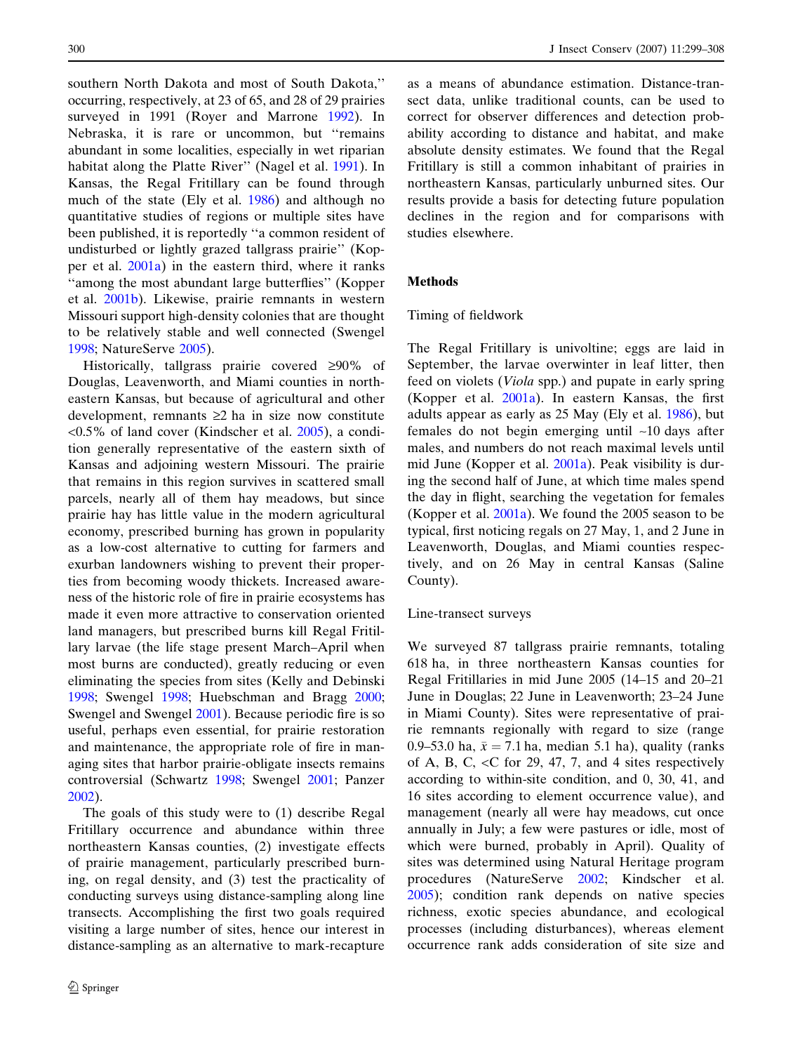southern North Dakota and most of South Dakota,'' occurring, respectively, at 23 of 65, and 28 of 29 prairies surveyed in 1991 (Royer and Marrone 1992). In Nebraska, it is rare or uncommon, but ''remains abundant in some localities, especially in wet riparian habitat along the Platte River'' (Nagel et al. 1991). In Kansas, the Regal Fritillary can be found through much of the state (Ely et al. 1986) and although no quantitative studies of regions or multiple sites have been published, it is reportedly ''a common resident of undisturbed or lightly grazed tallgrass prairie'' (Kopper et al. 2001a) in the eastern third, where it ranks ''among the most abundant large butterflies'' (Kopper et al. 2001b). Likewise, prairie remnants in western Missouri support high-density colonies that are thought to be relatively stable and well connected (Swengel 1998; NatureServe 2005).

Historically, tallgrass prairie covered ≥90% of Douglas, Leavenworth, and Miami counties in northeastern Kansas, but because of agricultural and other development, remnants ≥2 ha in size now constitute <0.5% of land cover (Kindscher et al. 2005), a condition generally representative of the eastern sixth of Kansas and adjoining western Missouri. The prairie that remains in this region survives in scattered small parcels, nearly all of them hay meadows, but since prairie hay has little value in the modern agricultural economy, prescribed burning has grown in popularity as a low-cost alternative to cutting for farmers and exurban landowners wishing to prevent their properties from becoming woody thickets. Increased awareness of the historic role of fire in prairie ecosystems has made it even more attractive to conservation oriented land managers, but prescribed burns kill Regal Fritillary larvae (the life stage present March–April when most burns are conducted), greatly reducing or even eliminating the species from sites (Kelly and Debinski 1998; Swengel 1998; Huebschman and Bragg 2000; Swengel and Swengel 2001). Because periodic fire is so useful, perhaps even essential, for prairie restoration and maintenance, the appropriate role of fire in managing sites that harbor prairie-obligate insects remains controversial (Schwartz 1998; Swengel 2001; Panzer 2002).

The goals of this study were to (1) describe Regal Fritillary occurrence and abundance within three northeastern Kansas counties, (2) investigate effects of prairie management, particularly prescribed burning, on regal density, and (3) test the practicality of conducting surveys using distance-sampling along line transects. Accomplishing the first two goals required visiting a large number of sites, hence our interest in distance-sampling as an alternative to mark-recapture as a means of abundance estimation. Distance-transect data, unlike traditional counts, can be used to correct for observer differences and detection probability according to distance and habitat, and make absolute density estimates. We found that the Regal Fritillary is still a common inhabitant of prairies in northeastern Kansas, particularly unburned sites. Our results provide a basis for detecting future population declines in the region and for comparisons with studies elsewhere.

## Methods

### Timing of fieldwork

The Regal Fritillary is univoltine; eggs are laid in September, the larvae overwinter in leaf litter, then feed on violets (*Viola* spp.) and pupate in early spring (Kopper et al. 2001a). In eastern Kansas, the first adults appear as early as 25 May (Ely et al. 1986), but females do not begin emerging until ~10 days after males, and numbers do not reach maximal levels until mid June (Kopper et al. 2001a). Peak visibility is during the second half of June, at which time males spend the day in flight, searching the vegetation for females (Kopper et al. 2001a). We found the 2005 season to be typical, first noticing regals on 27 May, 1, and 2 June in Leavenworth, Douglas, and Miami counties respectively, and on 26 May in central Kansas (Saline County).

### Line-transect surveys

We surveyed 87 tallgrass prairie remnants, totaling 618 ha, in three northeastern Kansas counties for Regal Fritillaries in mid June 2005 (14–15 and 20–21 June in Douglas; 22 June in Leavenworth; 23–24 June in Miami County). Sites were representative of prairie remnants regionally with regard to size (range 0.9–53.0 ha, $\bar{x} = 7.1$ ha, median 5.1 ha), quality (ranks of A, B, C, <C for 29, 47, 7, and 4 sites respectively according to within-site condition, and 0, 30, 41, and 16 sites according to element occurrence value), and management (nearly all were hay meadows, cut once annually in July; a few were pastures or idle, most of which were burned, probably in April). Quality of sites was determined using Natural Heritage program procedures (NatureServe 2002; Kindscher et al. 2005); condition rank depends on native species richness, exotic species abundance, and ecological processes (including disturbances), whereas element occurrence rank adds consideration of site size and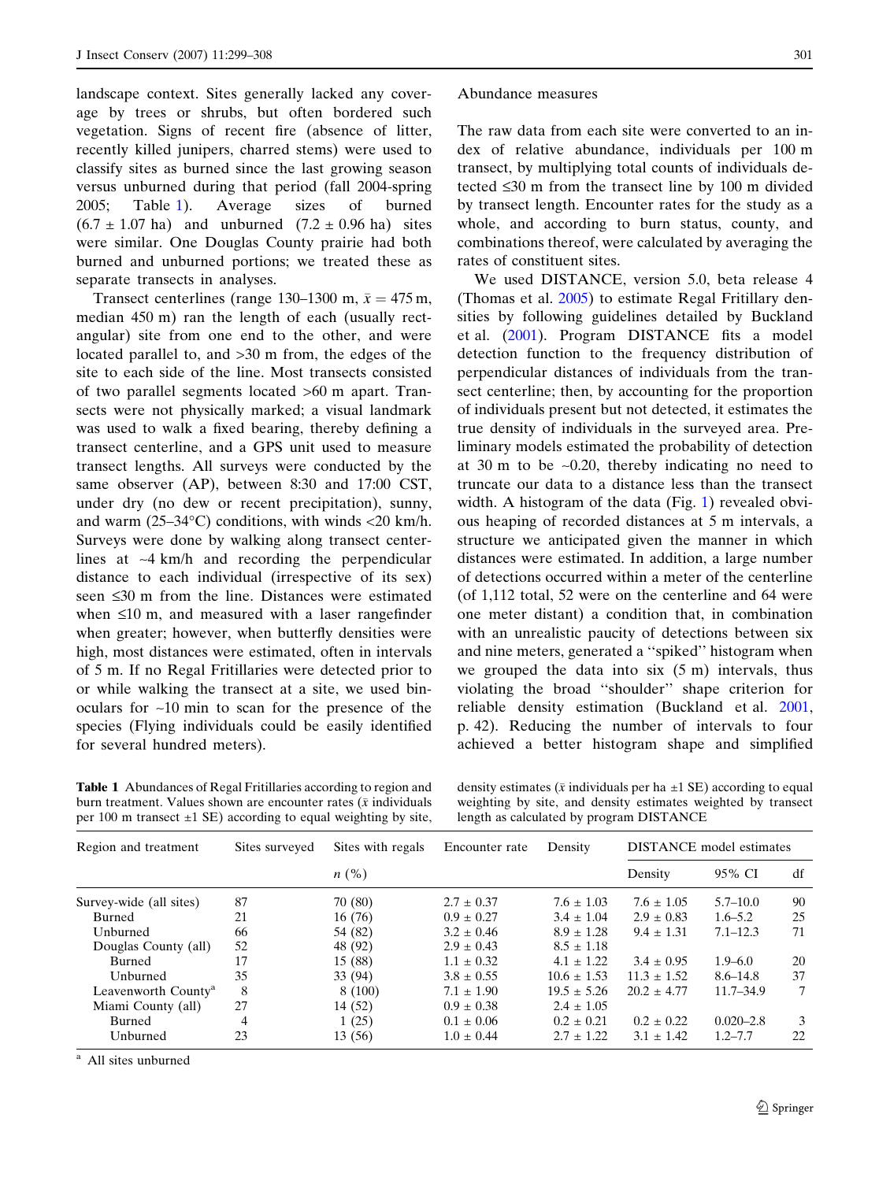landscape context. Sites generally lacked any coverage by trees or shrubs, but often bordered such vegetation. Signs of recent fire (absence of litter, recently killed junipers, charred stems) were used to classify sites as burned since the last growing season versus unburned during that period (fall 2004-spring 2005; Table 1). Average sizes of burned (6.7 ± 1.07 ha) and unburned (7.2 ± 0.96 ha) sites were similar. One Douglas County prairie had both burned and unburned portions; we treated these as separate transects in analyses.

Transect centerlines (range 130–1300 m, $\bar{x} = 475$ m, median 450 m) ran the length of each (usually rectangular) site from one end to the other, and were located parallel to, and >30 m from, the edges of the site to each side of the line. Most transects consisted of two parallel segments located >60 m apart. Transects were not physically marked; a visual landmark was used to walk a fixed bearing, thereby defining a transect centerline, and a GPS unit used to measure transect lengths. All surveys were conducted by the same observer (AP), between 8:30 and 17:00 CST, under dry (no dew or recent precipitation), sunny, and warm (25–34°C) conditions, with winds <20 km/h. Surveys were done by walking along transect centerlines at ~4 km/h and recording the perpendicular distance to each individual (irrespective of its sex) seen ≤30 m from the line. Distances were estimated when ≤10 m, and measured with a laser rangefinder when greater; however, when butterfly densities were high, most distances were estimated, often in intervals of 5 m. If no Regal Fritillaries were detected prior to or while walking the transect at a site, we used binoculars for ~10 min to scan for the presence of the species (Flying individuals could be easily identified for several hundred meters).

## Abundance measures

The raw data from each site were converted to an index of relative abundance, individuals per 100 m transect, by multiplying total counts of individuals detected ≤30 m from the transect line by 100 m divided by transect length. Encounter rates for the study as a whole, and according to burn status, county, and combinations thereof, were calculated by averaging the rates of constituent sites.

We used DISTANCE, version 5.0, beta release 4 (Thomas et al. 2005) to estimate Regal Fritillary densities by following guidelines detailed by Buckland et al. (2001). Program DISTANCE fits a model detection function to the frequency distribution of perpendicular distances of individuals from the transect centerline; then, by accounting for the proportion of individuals present but not detected, it estimates the true density of individuals in the surveyed area. Preliminary models estimated the probability of detection at 30 m to be ~0.20, thereby indicating no need to truncate our data to a distance less than the transect width. A histogram of the data (Fig. 1) revealed obvious heaping of recorded distances at 5 m intervals, a structure we anticipated given the manner in which distances were estimated. In addition, a large number of detections occurred within a meter of the centerline (of 1,112 total, 52 were on the centerline and 64 were one meter distant) a condition that, in combination with an unrealistic paucity of detections between six and nine meters, generated a "spiked" histogram when we grouped the data into six (5 m) intervals, thus violating the broad "shoulder" shape criterion for reliable density estimation (Buckland et al. 2001, p. 42). Reducing the number of intervals to four achieved a better histogram shape and simplified

**Table 1** Abundances of Regal Fritillaries according to region and burn treatment. Values shown are encounter rates ($\bar{x}$ individuals per 100 m transect ±1 SE) according to equal weighting by site, density estimates ($\bar{x}$ individuals per ha ±1 SE) according to equal weighting by site, and density estimates weighted by transect length as calculated by program DISTANCE

| Region and treatment | Sites surveyed | Sites with regals | Encounter rate | Density | DISTANCE model estimates | | |
|---|---|---|---|---|---|---|---|
| | | *n* (%) | | | Density | 95% CI | df |
| Survey-wide (all sites) | 87 | 70 (80) | 2.7 ± 0.37 | 7.6 ± 1.03 | 7.6 ± 1.05 | 5.7–10.0 | 90 |
| Burned | 21 | 16 (76) | 0.9 ± 0.27 | 3.4 ± 1.04 | 2.9 ± 0.83 | 1.6–5.2 | 25 |
| Unburned | 66 | 54 (82) | 3.2 ± 0.46 | 8.9 ± 1.28 | 9.4 ± 1.31 | 7.1–12.3 | 71 |
| Douglas County (all) | 52 | 48 (92) | 2.9 ± 0.43 | 8.5 ± 1.18 | | | |
| Burned | 17 | 15 (88) | 1.1 ± 0.32 | 4.1 ± 1.22 | 3.4 ± 0.95 | 1.9–6.0 | 20 |
| Unburned | 35 | 33 (94) | 3.8 ± 0.55 | 10.6 ± 1.53 | 11.3 ± 1.52 | 8.6–14.8 | 37 |
| Leavenworth County[a] | 8 | 8 (100) | 7.1 ± 1.90 | 19.5 ± 5.26 | 20.2 ± 4.77 | 11.7–34.9 | 7 |
| Miami County (all) | 27 | 14 (52) | 0.9 ± 0.38 | 2.4 ± 1.05 | | | |
| Burned | 4 | 1 (25) | 0.1 ± 0.06 | 0.2 ± 0.21 | 0.2 ± 0.22 | 0.020–2.8 | 3 |
| Unburned | 23 | 13 (56) | 1.0 ± 0.44 | 2.7 ± 1.22 | 3.1 ± 1.42 | 1.2–7.7 | 22 |

[a] All sites unburned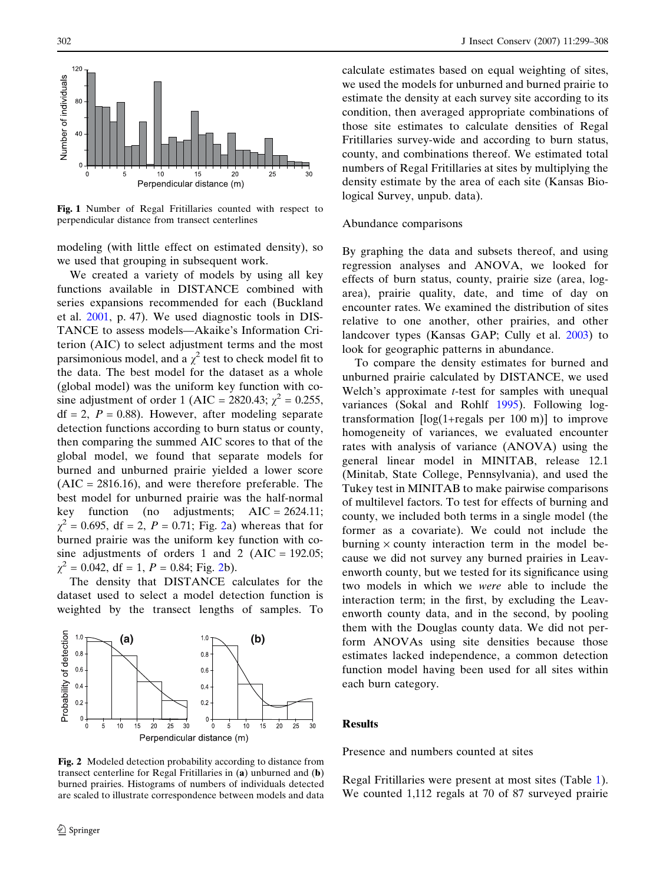Fig. 1 Number of Regal Fritillaries counted with respect to perpendicular distance from transect centerlines

modeling (with little effect on estimated density), so we used that grouping in subsequent work.

We created a variety of models by using all key functions available in DISTANCE combined with series expansions recommended for each (Buckland et al. 2001, p. 47). We used diagnostic tools in DISTANCE to assess models—Akaike's Information Criterion (AIC) to select adjustment terms and the most parsimonious model, and a $\chi^2$ test to check model fit to the data. The best model for the dataset as a whole (global model) was the uniform key function with cosine adjustment of order 1 (AIC = 2820.43; $\chi^2 = 0.255$, df = 2, $P = 0.88$). However, after modeling separate detection functions according to burn status or county, then comparing the summed AIC scores to that of the global model, we found that separate models for burned and unburned prairie yielded a lower score (AIC = 2816.16), and were therefore preferable. The best model for unburned prairie was the half-normal key function (no adjustments; AIC = 2624.11; $\chi^2 = 0.695$, df = 2, $P = 0.71$; Fig. 2a) whereas that for burned prairie was the uniform key function with cosine adjustments of orders 1 and 2 (AIC = 192.05; $\chi^2 = 0.042$, df = 1, $P = 0.84$; Fig. 2b).

The density that DISTANCE calculates for the dataset used to select a model detection function is weighted by the transect lengths of samples. To calculate estimates based on equal weighting of sites, we used the models for unburned and burned prairie to estimate the density at each survey site according to its condition, then averaged appropriate combinations of those site estimates to calculate densities of Regal Fritillaries survey-wide and according to burn status, county, and combinations thereof. We estimated total numbers of Regal Fritillaries at sites by multiplying the density estimate by the area of each site (Kansas Biological Survey, unpub. data).

Fig. 2 Modeled detection probability according to distance from transect centerline for Regal Fritillaries in (**a**) unburned and (**b**) burned prairies. Histograms of numbers of individuals detected are scaled to illustrate correspondence between models and data

### Abundance comparisons

By graphing the data and subsets thereof, and using regression analyses and ANOVA, we looked for effects of burn status, county, prairie size (area, log-area), prairie quality, date, and time of day on encounter rates. We examined the distribution of sites relative to one another, other prairies, and other landcover types (Kansas GAP; Cully et al. 2003) to look for geographic patterns in abundance.

To compare the density estimates for burned and unburned prairie calculated by DISTANCE, we used Welch's approximate $t$-test for samples with unequal variances (Sokal and Rohlf 1995). Following log-transformation [log(1+regals per 100 m)] to improve homogeneity of variances, we evaluated encounter rates with analysis of variance (ANOVA) using the general linear model in MINITAB, release 12.1 (Minitab, State College, Pennsylvania), and used the Tukey test in MINITAB to make pairwise comparisons of multilevel factors. To test for effects of burning and county, we included both terms in a single model (the former as a covariate). We could not include the burning × county interaction term in the model because we did not survey any burned prairies in Leavenworth county, but we tested for its significance using two models in which we *were* able to include the interaction term; in the first, by excluding the Leavenworth county data, and in the second, by pooling them with the Douglas county data. We did not perform ANOVAs using site densities because those estimates lacked independence, a common detection function model having been used for all sites within each burn category.

## Results

### Presence and numbers counted at sites

Regal Fritillaries were present at most sites (Table 1). We counted 1,112 regals at 70 of 87 surveyed prairie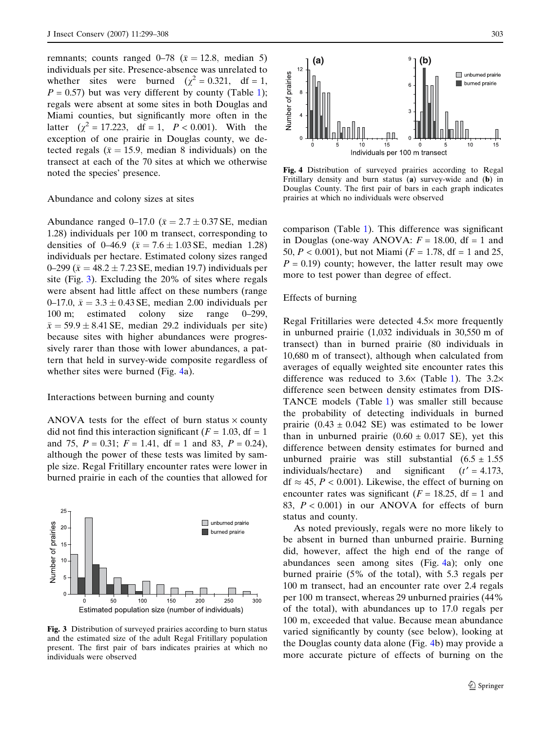remnants; counts ranged 0–78 ($\bar{x} = 12.8$, median 5) individuals per site. Presence-absence was unrelated to whether sites were burned ($\chi^2 = 0.321$, df = 1, $P = 0.57$) but was very different by county (Table 1); regals were absent at some sites in both Douglas and Miami counties, but significantly more often in the latter ($\chi^2 = 17.223$, df = 1, $P < 0.001$). With the exception of one prairie in Douglas county, we detected regals ($\bar{x} = 15.9$, median 8 individuals) on the transect at each of the 70 sites at which we otherwise noted the species' presence.

### Abundance and colony sizes at sites

Abundance ranged 0–17.0 ($\bar{x} = 2.7 \pm 0.37$ SE, median 1.28) individuals per 100 m transect, corresponding to densities of 0–46.9 ($\bar{x} = 7.6 \pm 1.03$ SE, median 1.28) individuals per hectare. Estimated colony sizes ranged 0–299 ($\bar{x} = 48.2 \pm 7.23$ SE, median 19.7) individuals per site (Fig. 3). Excluding the 20% of sites where regals were absent had little affect on these numbers (range 0–17.0, $\bar{x} = 3.3 \pm 0.43$ SE, median 2.00 individuals per 100 m; estimated colony size range 0–299, $\bar{x} = 59.9 \pm 8.41$ SE, median 29.2 individuals per site) because sites with higher abundances were progressively rarer than those with lower abundances, a pattern that held in survey-wide composite regardless of whether sites were burned (Fig. 4a).

### Interactions between burning and county

ANOVA tests for the effect of burn status × county did not find this interaction significant ($F = 1.03$, df = 1 and 75, $P = 0.31$; $F = 1.41$, df = 1 and 83, $P = 0.24$), although the power of these tests was limited by sample size. Regal Fritillary encounter rates were lower in burned prairie in each of the counties that allowed for comparison (Table 1). This difference was significant in Douglas (one-way ANOVA: $F = 18.00$, df = 1 and 50, $P < 0.001$), but not Miami ($F = 1.78$, df = 1 and 25, $P = 0.19$) county; however, the latter result may owe more to test power than degree of effect.

**Fig. 3** Distribution of surveyed prairies according to burn status and the estimated size of the adult Regal Fritillary population present. The first pair of bars indicates prairies at which no individuals were observed

**Fig. 4** Distribution of surveyed prairies according to Regal Fritillary density and burn status (**a**) survey-wide and (**b**) in Douglas County. The first pair of bars in each graph indicates prairies at which no individuals were observed

### Effects of burning

Regal Fritillaries were detected 4.5× more frequently in unburned prairie (1,032 individuals in 30,550 m of transect) than in burned prairie (80 individuals in 10,680 m of transect), although when calculated from averages of equally weighted site encounter rates this difference was reduced to 3.6× (Table 1). The 3.2× difference seen between density estimates from DISTANCE models (Table 1) was smaller still because the probability of detecting individuals in burned prairie (0.43 ± 0.042 SE) was estimated to be lower than in unburned prairie (0.60 ± 0.017 SE), yet this difference between density estimates for burned and unburned prairie was still substantial (6.5 ± 1.55 individuals/hectare) and significant ($t' = 4.173$, df ≈ 45, $P < 0.001$). Likewise, the effect of burning on encounter rates was significant ($F = 18.25$, df = 1 and 83, $P < 0.001$) in our ANOVA for effects of burn status and county.

As noted previously, regals were no more likely to be absent in burned than unburned prairie. Burning did, however, affect the high end of the range of abundances seen among sites (Fig. 4a); only one burned prairie (5% of the total), with 5.3 regals per 100 m transect, had an encounter rate over 2.4 regals per 100 m transect, whereas 29 unburned prairies (44% of the total), with abundances up to 17.0 regals per 100 m, exceeded that value. Because mean abundance varied significantly by county (see below), looking at the Douglas county data alone (Fig. 4b) may provide a more accurate picture of effects of burning on the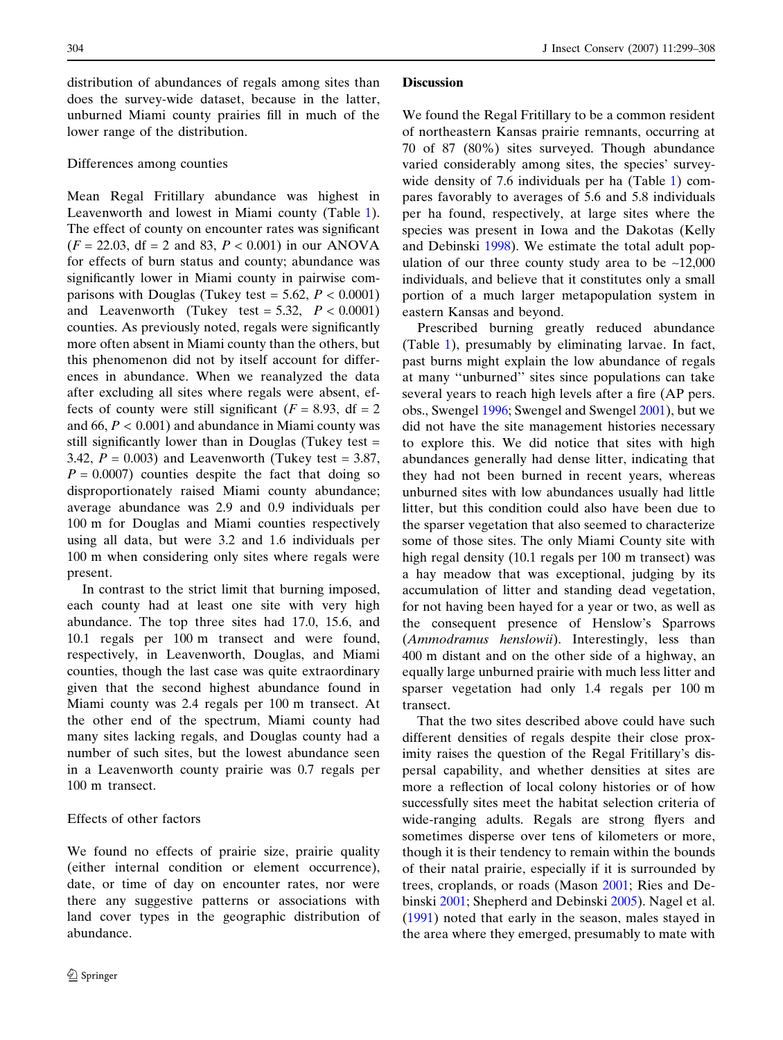distribution of abundances of regals among sites than does the survey-wide dataset, because in the latter, unburned Miami county prairies fill in much of the lower range of the distribution.

### Differences among counties

Mean Regal Fritillary abundance was highest in Leavenworth and lowest in Miami county (Table 1). The effect of county on encounter rates was significant ($F = 22.03$, df = 2 and 83, $P < 0.001$) in our ANOVA for effects of burn status and county; abundance was significantly lower in Miami county in pairwise comparisons with Douglas (Tukey test = 5.62, $P < 0.0001$) and Leavenworth (Tukey test = 5.32, $P < 0.0001$) counties. As previously noted, regals were significantly more often absent in Miami county than the others, but this phenomenon did not by itself account for differences in abundance. When we reanalyzed the data after excluding all sites where regals were absent, effects of county were still significant ($F = 8.93$, df = 2 and 66, $P < 0.001$) and abundance in Miami county was still significantly lower than in Douglas (Tukey test = 3.42, $P = 0.003$) and Leavenworth (Tukey test = 3.87, $P = 0.0007$) counties despite the fact that doing so disproportionately raised Miami county abundance; average abundance was 2.9 and 0.9 individuals per 100 m for Douglas and Miami counties respectively using all data, but were 3.2 and 1.6 individuals per 100 m when considering only sites where regals were present.

In contrast to the strict limit that burning imposed, each county had at least one site with very high abundance. The top three sites had 17.0, 15.6, and 10.1 regals per 100 m transect and were found, respectively, in Leavenworth, Douglas, and Miami counties, though the last case was quite extraordinary given that the second highest abundance found in Miami county was 2.4 regals per 100 m transect. At the other end of the spectrum, Miami county had many sites lacking regals, and Douglas county had a number of such sites, but the lowest abundance seen in a Leavenworth county prairie was 0.7 regals per 100 m transect.

### Effects of other factors

We found no effects of prairie size, prairie quality (either internal condition or element occurrence), date, or time of day on encounter rates, nor were there any suggestive patterns or associations with land cover types in the geographic distribution of abundance.

## Discussion

We found the Regal Fritillary to be a common resident of northeastern Kansas prairie remnants, occurring at 70 of 87 (80%) sites surveyed. Though abundance varied considerably among sites, the species' survey-wide density of 7.6 individuals per ha (Table 1) compares favorably to averages of 5.6 and 5.8 individuals per ha found, respectively, at large sites where the species was present in Iowa and the Dakotas (Kelly and Debinski 1998). We estimate the total adult population of our three county study area to be ~12,000 individuals, and believe that it constitutes only a small portion of a much larger metapopulation system in eastern Kansas and beyond.

Prescribed burning greatly reduced abundance (Table 1), presumably by eliminating larvae. In fact, past burns might explain the low abundance of regals at many "unburned" sites since populations can take several years to reach high levels after a fire (AP pers. obs., Swengel 1996; Swengel and Swengel 2001), but we did not have the site management histories necessary to explore this. We did notice that sites with high abundances generally had dense litter, indicating that they had not been burned in recent years, whereas unburned sites with low abundances usually had little litter, but this condition could also have been due to the sparser vegetation that also seemed to characterize some of those sites. The only Miami County site with high regal density (10.1 regals per 100 m transect) was a hay meadow that was exceptional, judging by its accumulation of litter and standing dead vegetation, for not having been hayed for a year or two, as well as the consequent presence of Henslow's Sparrows (*Ammodramus henslowii*). Interestingly, less than 400 m distant and on the other side of a highway, an equally large unburned prairie with much less litter and sparser vegetation had only 1.4 regals per 100 m transect.

That the two sites described above could have such different densities of regals despite their close proximity raises the question of the Regal Fritillary's dispersal capability, and whether densities at sites are more a reflection of local colony histories or of how successfully sites meet the habitat selection criteria of wide-ranging adults. Regals are strong flyers and sometimes disperse over tens of kilometers or more, though it is their tendency to remain within the bounds of their natal prairie, especially if it is surrounded by trees, croplands, or roads (Mason 2001; Ries and Debinski 2001; Shepherd and Debinski 2005). Nagel et al. (1991) noted that early in the season, males stayed in the area where they emerged, presumably to mate with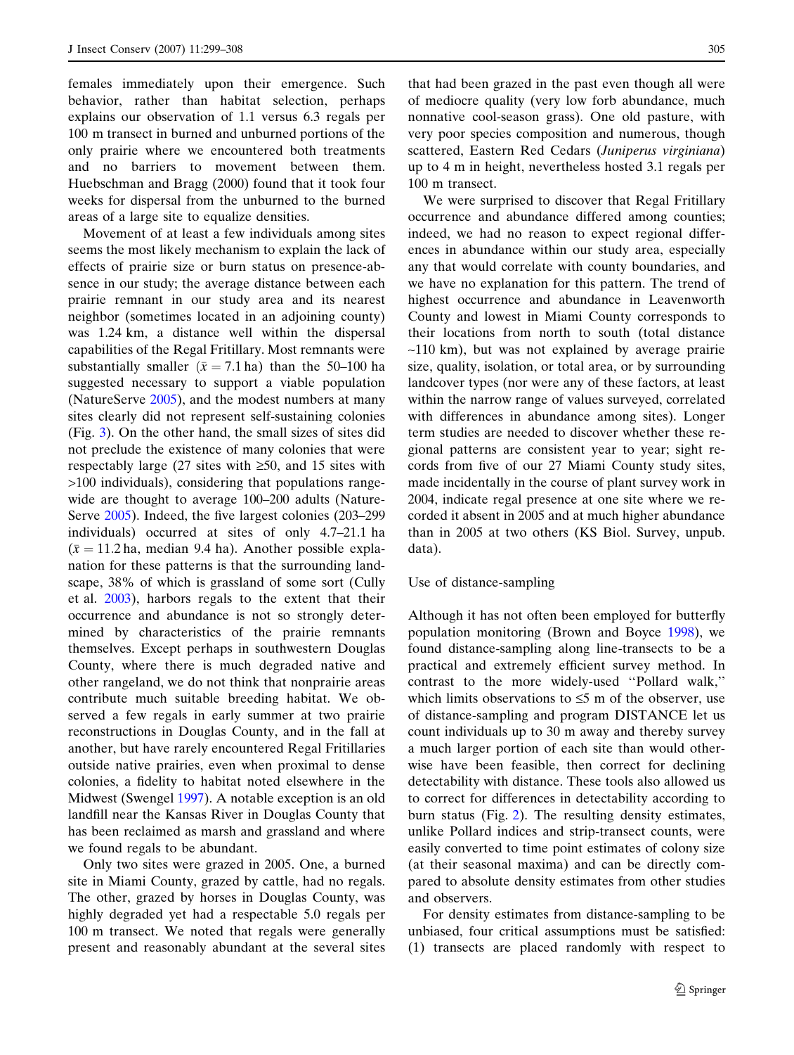females immediately upon their emergence. Such behavior, rather than habitat selection, perhaps explains our observation of 1.1 versus 6.3 regals per 100 m transect in burned and unburned portions of the only prairie where we encountered both treatments and no barriers to movement between them. Huebschman and Bragg (2000) found that it took four weeks for dispersal from the unburned to the burned areas of a large site to equalize densities.

Movement of at least a few individuals among sites seems the most likely mechanism to explain the lack of effects of prairie size or burn status on presence-absence in our study; the average distance between each prairie remnant in our study area and its nearest neighbor (sometimes located in an adjoining county) was 1.24 km, a distance well within the dispersal capabilities of the Regal Fritillary. Most remnants were substantially smaller ($\bar{x} = 7.1$ ha) than the 50–100 ha suggested necessary to support a viable population (NatureServe 2005), and the modest numbers at many sites clearly did not represent self-sustaining colonies (Fig. 3). On the other hand, the small sizes of sites did not preclude the existence of many colonies that were respectably large (27 sites with ≥50, and 15 sites with >100 individuals), considering that populations range-wide are thought to average 100–200 adults (NatureServe 2005). Indeed, the five largest colonies (203–299 individuals) occurred at sites of only 4.7–21.1 ha ($\bar{x} = 11.2$ ha, median 9.4 ha). Another possible explanation for these patterns is that the surrounding landscape, 38% of which is grassland of some sort (Cully et al. 2003), harbors regals to the extent that their occurrence and abundance is not so strongly determined by characteristics of the prairie remnants themselves. Except perhaps in southwestern Douglas County, where there is much degraded native and other rangeland, we do not think that nonprairie areas contribute much suitable breeding habitat. We observed a few regals in early summer at two prairie reconstructions in Douglas County, and in the fall at another, but have rarely encountered Regal Fritillaries outside native prairies, even when proximal to dense colonies, a fidelity to habitat noted elsewhere in the Midwest (Swengel 1997). A notable exception is an old landfill near the Kansas River in Douglas County that has been reclaimed as marsh and grassland and where we found regals to be abundant.

Only two sites were grazed in 2005. One, a burned site in Miami County, grazed by cattle, had no regals. The other, grazed by horses in Douglas County, was highly degraded yet had a respectable 5.0 regals per 100 m transect. We noted that regals were generally present and reasonably abundant at the several sites that had been grazed in the past even though all were of mediocre quality (very low forb abundance, much nonnative cool-season grass). One old pasture, with very poor species composition and numerous, though scattered, Eastern Red Cedars (*Juniperus virginiana*) up to 4 m in height, nevertheless hosted 3.1 regals per 100 m transect.

We were surprised to discover that Regal Fritillary occurrence and abundance differed among counties; indeed, we had no reason to expect regional differences in abundance within our study area, especially any that would correlate with county boundaries, and we have no explanation for this pattern. The trend of highest occurrence and abundance in Leavenworth County and lowest in Miami County corresponds to their locations from north to south (total distance ~110 km), but was not explained by average prairie size, quality, isolation, or total area, or by surrounding landcover types (nor were any of these factors, at least within the narrow range of values surveyed, correlated with differences in abundance among sites). Longer term studies are needed to discover whether these regional patterns are consistent year to year; sight records from five of our 27 Miami County study sites, made incidentally in the course of plant survey work in 2004, indicate regal presence at one site where we recorded it absent in 2005 and at much higher abundance than in 2005 at two others (KS Biol. Survey, unpub. data).

## Use of distance-sampling

Although it has not often been employed for butterfly population monitoring (Brown and Boyce 1998), we found distance-sampling along line-transects to be a practical and extremely efficient survey method. In contrast to the more widely-used "Pollard walk," which limits observations to ≤5 m of the observer, use of distance-sampling and program DISTANCE let us count individuals up to 30 m away and thereby survey a much larger portion of each site than would otherwise have been feasible, then correct for declining detectability with distance. These tools also allowed us to correct for differences in detectability according to burn status (Fig. 2). The resulting density estimates, unlike Pollard indices and strip-transect counts, were easily converted to time point estimates of colony size (at their seasonal maxima) and can be directly compared to absolute density estimates from other studies and observers.

For density estimates from distance-sampling to be unbiased, four critical assumptions must be satisfied: (1) transects are placed randomly with respect to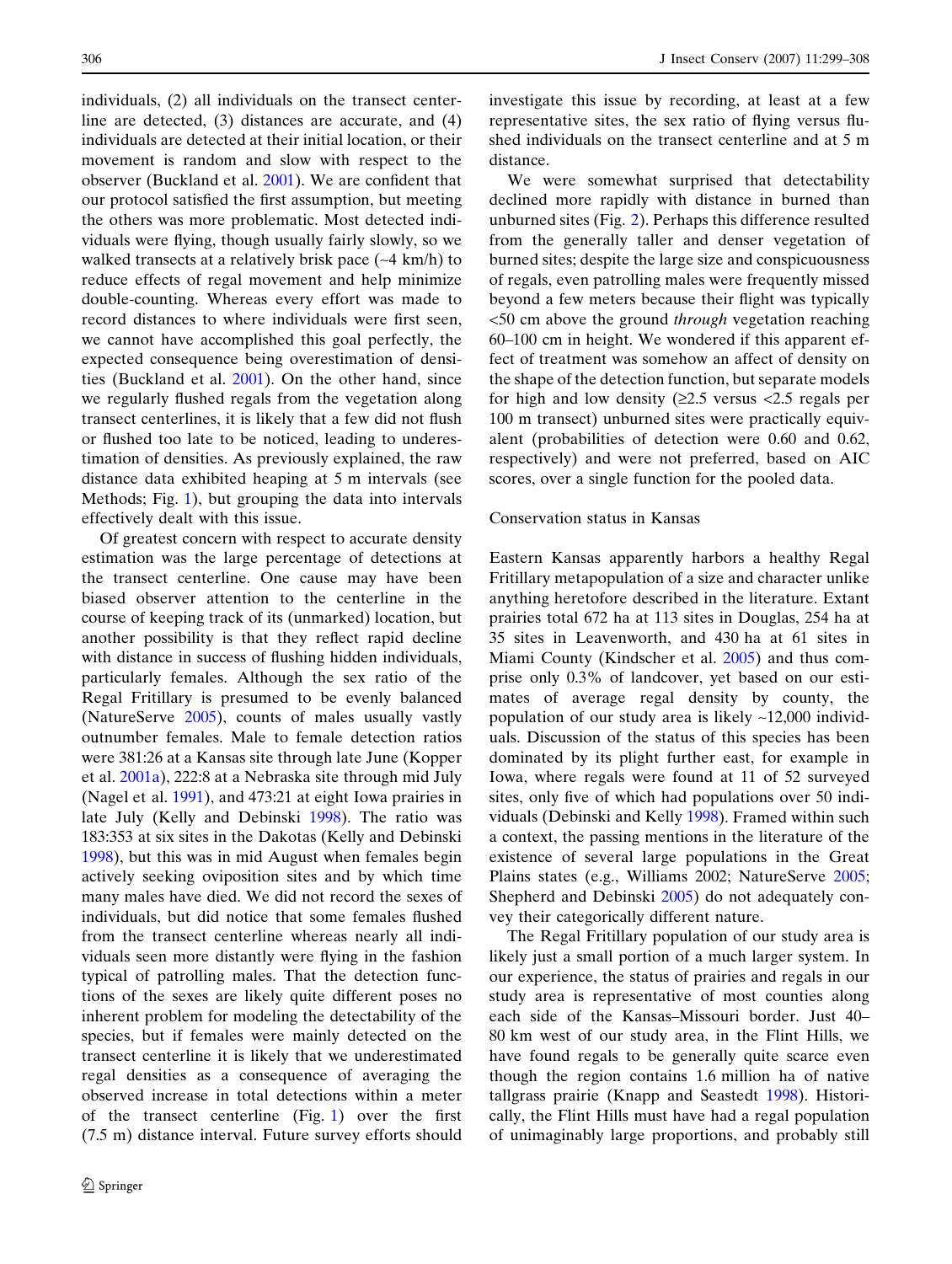individuals, (2) all individuals on the transect centerline are detected, (3) distances are accurate, and (4) individuals are detected at their initial location, or their movement is random and slow with respect to the observer (Buckland et al. 2001). We are confident that our protocol satisfied the first assumption, but meeting the others was more problematic. Most detected individuals were flying, though usually fairly slowly, so we walked transects at a relatively brisk pace (~4 km/h) to reduce effects of regal movement and help minimize double-counting. Whereas every effort was made to record distances to where individuals were first seen, we cannot have accomplished this goal perfectly, the expected consequence being overestimation of densities (Buckland et al. 2001). On the other hand, since we regularly flushed regals from the vegetation along transect centerlines, it is likely that a few did not flush or flushed too late to be noticed, leading to underestimation of densities. As previously explained, the raw distance data exhibited heaping at 5 m intervals (see Methods; Fig. 1), but grouping the data into intervals effectively dealt with this issue.

Of greatest concern with respect to accurate density estimation was the large percentage of detections at the transect centerline. One cause may have been biased observer attention to the centerline in the course of keeping track of its (unmarked) location, but another possibility is that they reflect rapid decline with distance in success of flushing hidden individuals, particularly females. Although the sex ratio of the Regal Fritillary is presumed to be evenly balanced (NatureServe 2005), counts of males usually vastly outnumber females. Male to female detection ratios were 381:26 at a Kansas site through late June (Kopper et al. 2001a), 222:8 at a Nebraska site through mid July (Nagel et al. 1991), and 473:21 at eight Iowa prairies in late July (Kelly and Debinski 1998). The ratio was 183:353 at six sites in the Dakotas (Kelly and Debinski 1998), but this was in mid August when females begin actively seeking oviposition sites and by which time many males have died. We did not record the sexes of individuals, but did notice that some females flushed from the transect centerline whereas nearly all individuals seen more distantly were flying in the fashion typical of patrolling males. That the detection functions of the sexes are likely quite different poses no inherent problem for modeling the detectability of the species, but if females were mainly detected on the transect centerline it is likely that we underestimated regal densities as a consequence of averaging the observed increase in total detections within a meter of the transect centerline (Fig. 1) over the first (7.5 m) distance interval. Future survey efforts should investigate this issue by recording, at least at a few representative sites, the sex ratio of flying versus flushed individuals on the transect centerline and at 5 m distance.

We were somewhat surprised that detectability declined more rapidly with distance in burned than unburned sites (Fig. 2). Perhaps this difference resulted from the generally taller and denser vegetation of burned sites; despite the large size and conspicuousness of regals, even patrolling males were frequently missed beyond a few meters because their flight was typically <50 cm above the ground *through* vegetation reaching 60–100 cm in height. We wondered if this apparent effect of treatment was somehow an affect of density on the shape of the detection function, but separate models for high and low density (≥2.5 versus <2.5 regals per 100 m transect) unburned sites were practically equivalent (probabilities of detection were 0.60 and 0.62, respectively) and were not preferred, based on AIC scores, over a single function for the pooled data.

## Conservation status in Kansas

Eastern Kansas apparently harbors a healthy Regal Fritillary metapopulation of a size and character unlike anything heretofore described in the literature. Extant prairies total 672 ha at 113 sites in Douglas, 254 ha at 35 sites in Leavenworth, and 430 ha at 61 sites in Miami County (Kindscher et al. 2005) and thus comprise only 0.3% of landcover, yet based on our estimates of average regal density by county, the population of our study area is likely ~12,000 individuals. Discussion of the status of this species has been dominated by its plight further east, for example in Iowa, where regals were found at 11 of 52 surveyed sites, only five of which had populations over 50 individuals (Debinski and Kelly 1998). Framed within such a context, the passing mentions in the literature of the existence of several large populations in the Great Plains states (e.g., Williams 2002; NatureServe 2005; Shepherd and Debinski 2005) do not adequately convey their categorically different nature.

The Regal Fritillary population of our study area is likely just a small portion of a much larger system. In our experience, the status of prairies and regals in our study area is representative of most counties along each side of the Kansas–Missouri border. Just 40–80 km west of our study area, in the Flint Hills, we have found regals to be generally quite scarce even though the region contains 1.6 million ha of native tallgrass prairie (Knapp and Seastedt 1998). Historically, the Flint Hills must have had a regal population of unimaginably large proportions, and probably still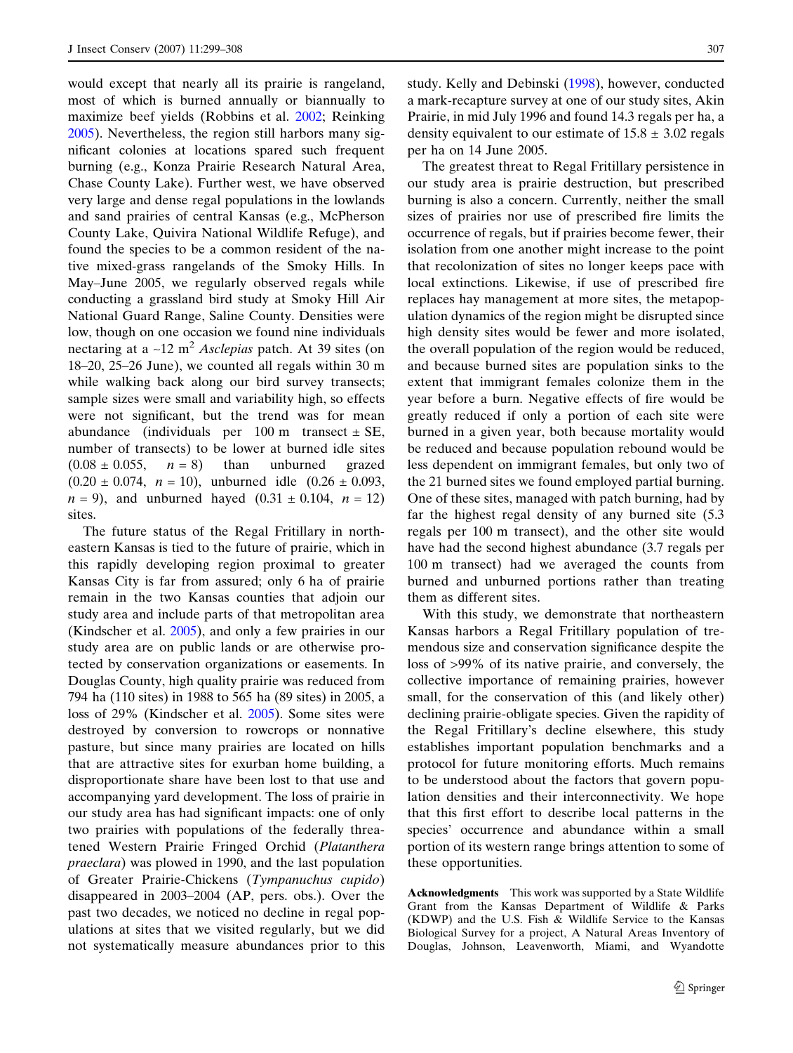would except that nearly all its prairie is rangeland, most of which is burned annually or biannually to maximize beef yields (Robbins et al. 2002; Reinking 2005). Nevertheless, the region still harbors many significant colonies at locations spared such frequent burning (e.g., Konza Prairie Research Natural Area, Chase County Lake). Further west, we have observed very large and dense regal populations in the lowlands and sand prairies of central Kansas (e.g., McPherson County Lake, Quivira National Wildlife Refuge), and found the species to be a common resident of the native mixed-grass rangelands of the Smoky Hills. In May–June 2005, we regularly observed regals while conducting a grassland bird study at Smoky Hill Air National Guard Range, Saline County. Densities were low, though on one occasion we found nine individuals nectaring at a ~12 $m^2$ *Asclepias* patch. At 39 sites (on 18–20, 25–26 June), we counted all regals within 30 m while walking back along our bird survey transects; sample sizes were small and variability high, so effects were not significant, but the trend was for mean abundance (individuals per 100 m transect ± SE, number of transects) to be lower at burned idle sites (0.08 ± 0.055, $n = 8$) than unburned grazed (0.20 ± 0.074, $n = 10$), unburned idle (0.26 ± 0.093, $n = 9$), and unburned hayed (0.31 ± 0.104, $n = 12$) sites.

The future status of the Regal Fritillary in northeastern Kansas is tied to the future of prairie, which in this rapidly developing region proximal to greater Kansas City is far from assured; only 6 ha of prairie remain in the two Kansas counties that adjoin our study area and include parts of that metropolitan area (Kindscher et al. 2005), and only a few prairies in our study area are on public lands or are otherwise protected by conservation organizations or easements. In Douglas County, high quality prairie was reduced from 794 ha (110 sites) in 1988 to 565 ha (89 sites) in 2005, a loss of 29% (Kindscher et al. 2005). Some sites were destroyed by conversion to rowcrops or nonnative pasture, but since many prairies are located on hills that are attractive sites for exurban home building, a disproportionate share have been lost to that use and accompanying yard development. The loss of prairie in our study area has had significant impacts: one of only two prairies with populations of the federally threatened Western Prairie Fringed Orchid (*Platanthera praeclara*) was plowed in 1990, and the last population of Greater Prairie-Chickens (*Tympanuchus cupido*) disappeared in 2003–2004 (AP, pers. obs.). Over the past two decades, we noticed no decline in regal populations at sites that we visited regularly, but we did not systematically measure abundances prior to this study. Kelly and Debinski (1998), however, conducted a mark-recapture survey at one of our study sites, Akin Prairie, in mid July 1996 and found 14.3 regals per ha, a density equivalent to our estimate of 15.8 ± 3.02 regals per ha on 14 June 2005.

The greatest threat to Regal Fritillary persistence in our study area is prairie destruction, but prescribed burning is also a concern. Currently, neither the small sizes of prairies nor use of prescribed fire limits the occurrence of regals, but if prairies become fewer, their isolation from one another might increase to the point that recolonization of sites no longer keeps pace with local extinctions. Likewise, if use of prescribed fire replaces hay management at more sites, the metapopulation dynamics of the region might be disrupted since high density sites would be fewer and more isolated, the overall population of the region would be reduced, and because burned sites are population sinks to the extent that immigrant females colonize them in the year before a burn. Negative effects of fire would be greatly reduced if only a portion of each site were burned in a given year, both because mortality would be reduced and because population rebound would be less dependent on immigrant females, but only two of the 21 burned sites we found employed partial burning. One of these sites, managed with patch burning, had by far the highest regal density of any burned site (5.3 regals per 100 m transect), and the other site would have had the second highest abundance (3.7 regals per 100 m transect) had we averaged the counts from burned and unburned portions rather than treating them as different sites.

With this study, we demonstrate that northeastern Kansas harbors a Regal Fritillary population of tremendous size and conservation significance despite the loss of >99% of its native prairie, and conversely, the collective importance of remaining prairies, however small, for the conservation of this (and likely other) declining prairie-obligate species. Given the rapidity of the Regal Fritillary's decline elsewhere, this study establishes important population benchmarks and a protocol for future monitoring efforts. Much remains to be understood about the factors that govern population densities and their interconnectivity. We hope that this first effort to describe local patterns in the species' occurrence and abundance within a small portion of its western range brings attention to some of these opportunities.

**Acknowledgments** This work was supported by a State Wildlife Grant from the Kansas Department of Wildlife & Parks (KDWP) and the U.S. Fish & Wildlife Service to the Kansas Biological Survey for a project, A Natural Areas Inventory of Douglas, Johnson, Leavenworth, Miami, and Wyandotte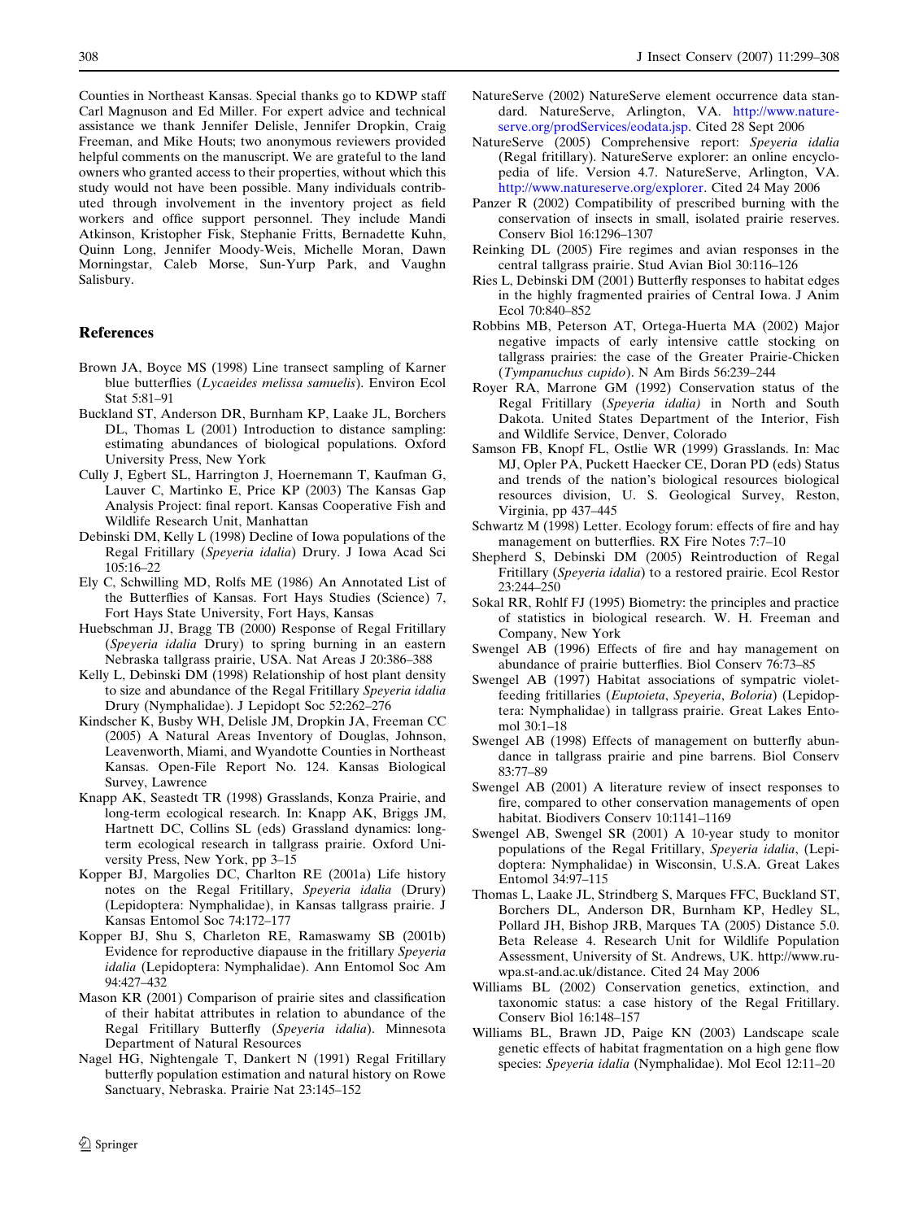Counties in Northeast Kansas. Special thanks go to KDWP staff Carl Magnuson and Ed Miller. For expert advice and technical assistance we thank Jennifer Delisle, Jennifer Dropkin, Craig Freeman, and Mike Houts; two anonymous reviewers provided helpful comments on the manuscript. We are grateful to the land owners who granted access to their properties, without which this study would not have been possible. Many individuals contributed through involvement in the inventory project as field workers and office support personnel. They include Mandi Atkinson, Kristopher Fisk, Stephanie Fritts, Bernadette Kuhn, Quinn Long, Jennifer Moody-Weis, Michelle Moran, Dawn Morningstar, Caleb Morse, Sun-Yurp Park, and Vaughn Salisbury.

## References

Brown JA, Boyce MS (1998) Line transect sampling of Karner blue butterflies (*Lycaeides melissa samuelis*). Environ Ecol Stat 5:81–91

Buckland ST, Anderson DR, Burnham KP, Laake JL, Borchers DL, Thomas L (2001) Introduction to distance sampling: estimating abundances of biological populations. Oxford University Press, New York

Cully J, Egbert SL, Harrington J, Hoernemann T, Kaufman G, Lauver C, Martinko E, Price KP (2003) The Kansas Gap Analysis Project: final report. Kansas Cooperative Fish and Wildlife Research Unit, Manhattan

Debinski DM, Kelly L (1998) Decline of Iowa populations of the Regal Fritillary (*Speyeria idalia*) Drury. J Iowa Acad Sci 105:16–22

Ely C, Schwilling MD, Rolfs ME (1986) An Annotated List of the Butterflies of Kansas. Fort Hays Studies (Science) 7, Fort Hays State University, Fort Hays, Kansas

Huebschman JJ, Bragg TB (2000) Response of Regal Fritillary (*Speyeria idalia* Drury) to spring burning in an eastern Nebraska tallgrass prairie, USA. Nat Areas J 20:386–388

Kelly L, Debinski DM (1998) Relationship of host plant density to size and abundance of the Regal Fritillary *Speyeria idalia* Drury (Nymphalidae). J Lepidopt Soc 52:262–276

Kindscher K, Busby WH, Delisle JM, Dropkin JA, Freeman CC (2005) A Natural Areas Inventory of Douglas, Johnson, Leavenworth, Miami, and Wyandotte Counties in Northeast Kansas. Open-File Report No. 124. Kansas Biological Survey, Lawrence

Knapp AK, Seastedt TR (1998) Grasslands, Konza Prairie, and long-term ecological research. In: Knapp AK, Briggs JM, Hartnett DC, Collins SL (eds) Grassland dynamics: long-term ecological research in tallgrass prairie. Oxford University Press, New York, pp 3–15

Kopper BJ, Margolies DC, Charlton RE (2001a) Life history notes on the Regal Fritillary, *Speyeria idalia* (Drury) (Lepidoptera: Nymphalidae), in Kansas tallgrass prairie. J Kansas Entomol Soc 74:172–177

Kopper BJ, Shu S, Charleton RE, Ramaswamy SB (2001b) Evidence for reproductive diapause in the fritillary *Speyeria idalia* (Lepidoptera: Nymphalidae). Ann Entomol Soc Am 94:427–432

Mason KR (2001) Comparison of prairie sites and classification of their habitat attributes in relation to abundance of the Regal Fritillary Butterfly (*Speyeria idalia*). Minnesota Department of Natural Resources

Nagel HG, Nightengale T, Dankert N (1991) Regal Fritillary butterfly population estimation and natural history on Rowe Sanctuary, Nebraska. Prairie Nat 23:145–152

NatureServe (2002) NatureServe element occurrence data standard. NatureServe, Arlington, VA. http://www.natureserve.org/prodServices/eodata.jsp. Cited 28 Sept 2006

NatureServe (2005) Comprehensive report: *Speyeria idalia* (Regal fritillary). NatureServe explorer: an online encyclopedia of life. Version 4.7. NatureServe, Arlington, VA. http://www.natureserve.org/explorer. Cited 24 May 2006

Panzer R (2002) Compatibility of prescribed burning with the conservation of insects in small, isolated prairie reserves. Conserv Biol 16:1296–1307

Reinking DL (2005) Fire regimes and avian responses in the central tallgrass prairie. Stud Avian Biol 30:116–126

Ries L, Debinski DM (2001) Butterfly responses to habitat edges in the highly fragmented prairies of Central Iowa. J Anim Ecol 70:840–852

Robbins MB, Peterson AT, Ortega-Huerta MA (2002) Major negative impacts of early intensive cattle stocking on tallgrass prairies: the case of the Greater Prairie-Chicken (*Tympanuchus cupido*). N Am Birds 56:239–244

Royer RA, Marrone GM (1992) Conservation status of the Regal Fritillary (*Speyeria idalia)* in North and South Dakota. United States Department of the Interior, Fish and Wildlife Service, Denver, Colorado

Samson FB, Knopf FL, Ostlie WR (1999) Grasslands. In: Mac MJ, Opler PA, Puckett Haecker CE, Doran PD (eds) Status and trends of the nation's biological resources biological resources division, U. S. Geological Survey, Reston, Virginia, pp 437–445

Schwartz M (1998) Letter. Ecology forum: effects of fire and hay management on butterflies. RX Fire Notes 7:7–10

Shepherd S, Debinski DM (2005) Reintroduction of Regal Fritillary (*Speyeria idalia*) to a restored prairie. Ecol Restor 23:244–250

Sokal RR, Rohlf FJ (1995) Biometry: the principles and practice of statistics in biological research. W. H. Freeman and Company, New York

Swengel AB (1996) Effects of fire and hay management on abundance of prairie butterflies. Biol Conserv 76:73–85

Swengel AB (1997) Habitat associations of sympatric violet-feeding fritillaries (*Euptoieta*, *Speyeria*, *Boloria*) (Lepidoptera: Nymphalidae) in tallgrass prairie. Great Lakes Entomol 30:1–18

Swengel AB (1998) Effects of management on butterfly abundance in tallgrass prairie and pine barrens. Biol Conserv 83:77–89

Swengel AB (2001) A literature review of insect responses to fire, compared to other conservation managements of open habitat. Biodivers Conserv 10:1141–1169

Swengel AB, Swengel SR (2001) A 10-year study to monitor populations of the Regal Fritillary, *Speyeria idalia*, (Lepidoptera: Nymphalidae) in Wisconsin, U.S.A. Great Lakes Entomol 34:97–115

Thomas L, Laake JL, Strindberg S, Marques FFC, Buckland ST, Borchers DL, Anderson DR, Burnham KP, Hedley SL, Pollard JH, Bishop JRB, Marques TA (2005) Distance 5.0. Beta Release 4. Research Unit for Wildlife Population Assessment, University of St. Andrews, UK. http://www.ruwpa.st-and.ac.uk/distance. Cited 24 May 2006

Williams BL (2002) Conservation genetics, extinction, and taxonomic status: a case history of the Regal Fritillary. Conserv Biol 16:148–157

Williams BL, Brawn JD, Paige KN (2003) Landscape scale genetic effects of habitat fragmentation on a high gene flow species: *Speyeria idalia* (Nymphalidae). Mol Ecol 12:11–20